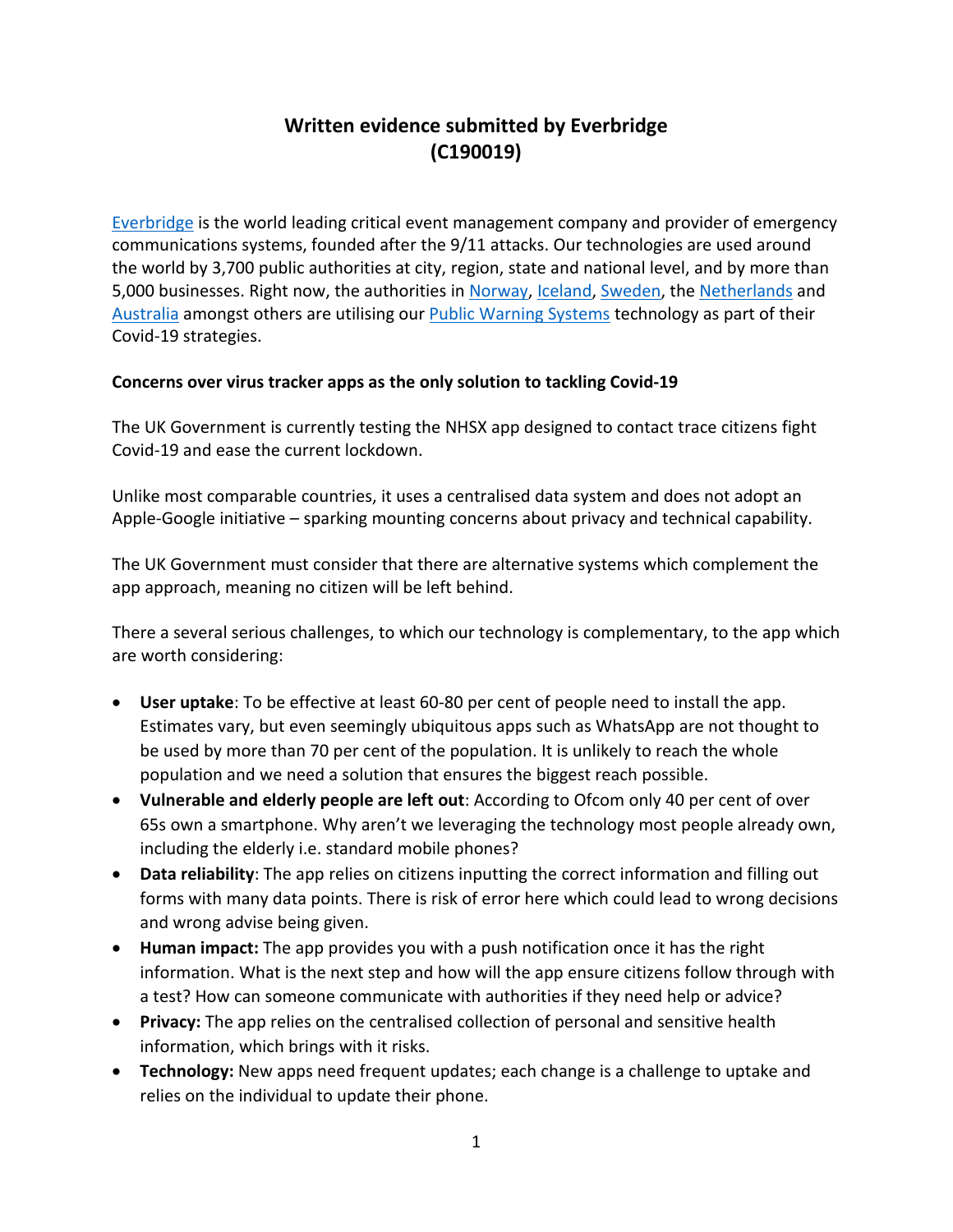# Written evidence submitted by Everbridge (C190019)

Everbridge is the world leading critical event management company and provider of emergency communications systems, founded after the 9/11 attacks. Our technologies are used around the world by 3,700 public authorities at city, region, state and national level, and by more than 5,000 businesses. Right now, the authorities in Norway, Iceland, Sweden, the Netherlands and Australia amongst others are utilising our Public Warning Systems technology as part of their Covid-19 strategies.

**Concerns over virus tracker apps as the only solution to tackling Covid-19**

The UK Government is currently testing the NHSX app designed to contact trace citizens fight Covid-19 and ease the current lockdown.

Unlike most comparable countries, it uses a centralised data system and does not adopt an Apple-Google initiative – sparking mounting concerns about privacy and technical capability.

The UK Government must consider that there are alternative systems which complement the app approach, meaning no citizen will be left behind.

There a several serious challenges, to which our technology is complementary, to the app which are worth considering:

- **User uptake**: To be effective at least 60-80 per cent of people need to install the app. Estimates vary, but even seemingly ubiquitous apps such as WhatsApp are not thought to be used by more than 70 per cent of the population. It is unlikely to reach the whole population and we need a solution that ensures the biggest reach possible.
- **Vulnerable and elderly people are left out**: According to Ofcom only 40 per cent of over 65s own a smartphone. Why aren't we leveraging the technology most people already own, including the elderly i.e. standard mobile phones?
- **Data reliability**: The app relies on citizens inputting the correct information and filling out forms with many data points. There is risk of error here which could lead to wrong decisions and wrong advise being given.
- **Human impact:** The app provides you with a push notification once it has the right information. What is the next step and how will the app ensure citizens follow through with a test? How can someone communicate with authorities if they need help or advice?
- **Privacy:** The app relies on the centralised collection of personal and sensitive health information, which brings with it risks.
- **Technology:** New apps need frequent updates; each change is a challenge to uptake and relies on the individual to update their phone.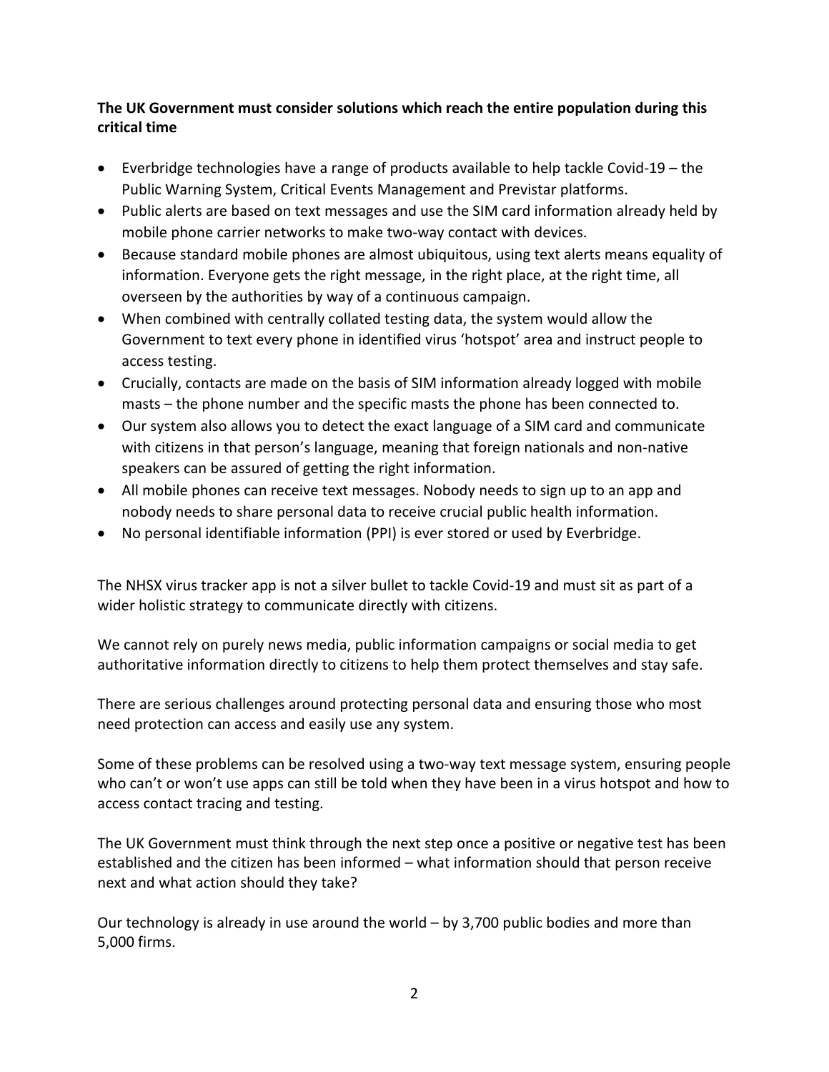**The UK Government must consider solutions which reach the entire population during this critical time**

- Everbridge technologies have a range of products available to help tackle Covid-19 – the Public Warning System, Critical Events Management and Previstar platforms.
- Public alerts are based on text messages and use the SIM card information already held by mobile phone carrier networks to make two-way contact with devices.
- Because standard mobile phones are almost ubiquitous, using text alerts means equality of information. Everyone gets the right message, in the right place, at the right time, all overseen by the authorities by way of a continuous campaign.
- When combined with centrally collated testing data, the system would allow the Government to text every phone in identified virus 'hotspot' area and instruct people to access testing.
- Crucially, contacts are made on the basis of SIM information already logged with mobile masts – the phone number and the specific masts the phone has been connected to.
- Our system also allows you to detect the exact language of a SIM card and communicate with citizens in that person's language, meaning that foreign nationals and non-native speakers can be assured of getting the right information.
- All mobile phones can receive text messages. Nobody needs to sign up to an app and nobody needs to share personal data to receive crucial public health information.
- No personal identifiable information (PPI) is ever stored or used by Everbridge.

The NHSX virus tracker app is not a silver bullet to tackle Covid-19 and must sit as part of a wider holistic strategy to communicate directly with citizens.

We cannot rely on purely news media, public information campaigns or social media to get authoritative information directly to citizens to help them protect themselves and stay safe.

There are serious challenges around protecting personal data and ensuring those who most need protection can access and easily use any system.

Some of these problems can be resolved using a two-way text message system, ensuring people who can't or won't use apps can still be told when they have been in a virus hotspot and how to access contact tracing and testing.

The UK Government must think through the next step once a positive or negative test has been established and the citizen has been informed – what information should that person receive next and what action should they take?

Our technology is already in use around the world – by 3,700 public bodies and more than 5,000 firms.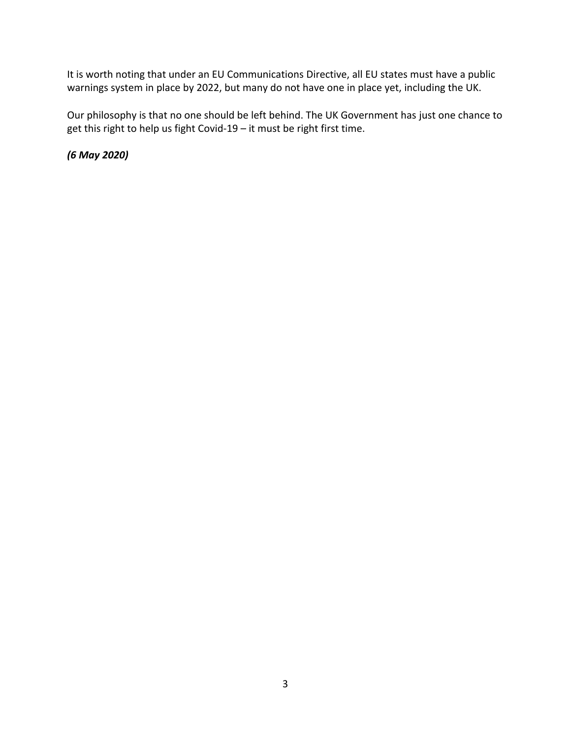It is worth noting that under an EU Communications Directive, all EU states must have a public warnings system in place by 2022, but many do not have one in place yet, including the UK.

Our philosophy is that no one should be left behind. The UK Government has just one chance to get this right to help us fight Covid-19 – it must be right first time.

***(6 May 2020)***